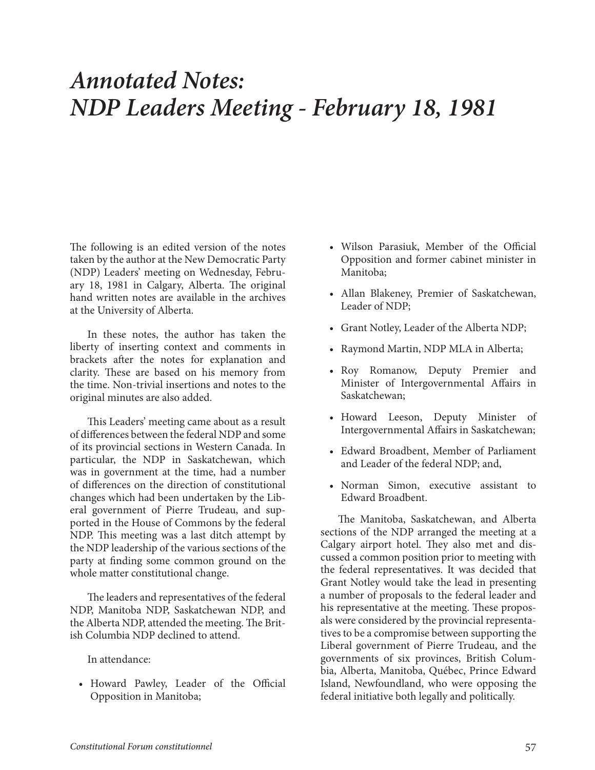# *Annotated Notes: NDP Leaders Meeting - February 18, 1981*

The following is an edited version of the notes taken by the author at the New Democratic Party (NDP) Leaders' meeting on Wednesday, February 18, 1981 in Calgary, Alberta. The original hand written notes are available in the archives at the University of Alberta.

In these notes, the author has taken the liberty of inserting context and comments in brackets after the notes for explanation and clarity. These are based on his memory from the time. Non-trivial insertions and notes to the original minutes are also added.

This Leaders' meeting came about as a result of differences between the federal NDP and some of its provincial sections in Western Canada. In particular, the NDP in Saskatchewan, which was in government at the time, had a number of differences on the direction of constitutional changes which had been undertaken by the Liberal government of Pierre Trudeau, and supported in the House of Commons by the federal NDP. This meeting was a last ditch attempt by the NDP leadership of the various sections of the party at finding some common ground on the whole matter constitutional change.

The leaders and representatives of the federal NDP, Manitoba NDP, Saskatchewan NDP, and the Alberta NDP, attended the meeting. The British Columbia NDP declined to attend.

In attendance:

- Howard Pawley, Leader of the Official Opposition in Manitoba;
- Wilson Parasiuk, Member of the Official Opposition and former cabinet minister in Manitoba;
- Allan Blakeney, Premier of Saskatchewan, Leader of NDP;
- Grant Notley, Leader of the Alberta NDP;
- Raymond Martin, NDP MLA in Alberta;
- Roy Romanow, Deputy Premier and Minister of Intergovernmental Affairs in Saskatchewan;
- Howard Leeson, Deputy Minister of Intergovernmental Affairs in Saskatchewan;
- Edward Broadbent, Member of Parliament and Leader of the federal NDP; and,
- Norman Simon, executive assistant to Edward Broadbent.

The Manitoba, Saskatchewan, and Alberta sections of the NDP arranged the meeting at a Calgary airport hotel. They also met and discussed a common position prior to meeting with the federal representatives. It was decided that Grant Notley would take the lead in presenting a number of proposals to the federal leader and his representative at the meeting. These proposals were considered by the provincial representatives to be a compromise between supporting the Liberal government of Pierre Trudeau, and the governments of six provinces, British Columbia, Alberta, Manitoba, Québec, Prince Edward Island, Newfoundland, who were opposing the federal initiative both legally and politically.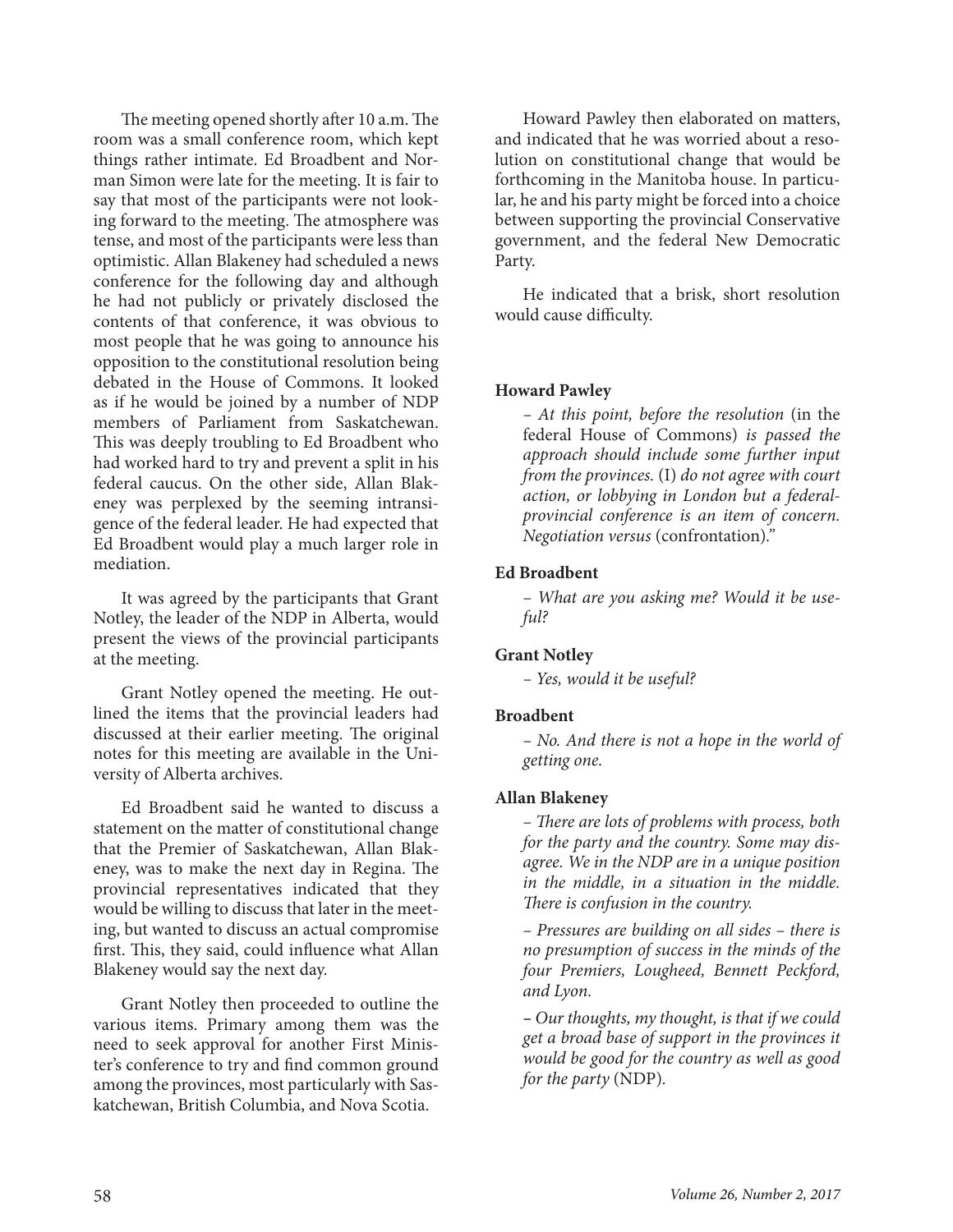The meeting opened shortly after 10 a.m. The room was a small conference room, which kept things rather intimate. Ed Broadbent and Norman Simon were late for the meeting. It is fair to say that most of the participants were not looking forward to the meeting. The atmosphere was tense, and most of the participants were less than optimistic. Allan Blakeney had scheduled a news conference for the following day and although he had not publicly or privately disclosed the contents of that conference, it was obvious to most people that he was going to announce his opposition to the constitutional resolution being debated in the House of Commons. It looked as if he would be joined by a number of NDP members of Parliament from Saskatchewan. This was deeply troubling to Ed Broadbent who had worked hard to try and prevent a split in his federal caucus. On the other side, Allan Blakeney was perplexed by the seeming intransigence of the federal leader. He had expected that Ed Broadbent would play a much larger role in mediation.

It was agreed by the participants that Grant Notley, the leader of the NDP in Alberta, would present the views of the provincial participants at the meeting.

Grant Notley opened the meeting. He outlined the items that the provincial leaders had discussed at their earlier meeting. The original notes for this meeting are available in the University of Alberta archives.

Ed Broadbent said he wanted to discuss a statement on the matter of constitutional change that the Premier of Saskatchewan, Allan Blakeney, was to make the next day in Regina. The provincial representatives indicated that they would be willing to discuss that later in the meeting, but wanted to discuss an actual compromise first. This, they said, could influence what Allan Blakeney would say the next day.

Grant Notley then proceeded to outline the various items. Primary among them was the need to seek approval for another First Minister's conference to try and find common ground among the provinces, most particularly with Saskatchewan, British Columbia, and Nova Scotia.

Howard Pawley then elaborated on matters, and indicated that he was worried about a resolution on constitutional change that would be forthcoming in the Manitoba house. In particular, he and his party might be forced into a choice between supporting the provincial Conservative government, and the federal New Democratic Party.

He indicated that a brisk, short resolution would cause difficulty.

**Howard Pawley**

– *At this point, before the resolution* (in the federal House of Commons) *is passed the approach should include some further input from the provinces.* (I) *do not agree with court action, or lobbying in London but a federal-provincial conference is an item of concern. Negotiation versus* (confrontation)."

**Ed Broadbent**

– *What are you asking me? Would it be useful?*

**Grant Notley**

– *Yes, would it be useful?*

**Broadbent**

– *No. And there is not a hope in the world of getting one.*

**Allan Blakeney**

– *There are lots of problems with process, both for the party and the country. Some may disagree. We in the NDP are in a unique position in the middle, in a situation in the middle. There is confusion in the country.*

– *Pressures are building on all sides – there is no presumption of success in the minds of the four Premiers, Lougheed, Bennett Peckford, and Lyon.*

– *Our thoughts, my thought, is that if we could get a broad base of support in the provinces it would be good for the country as well as good for the party* (NDP).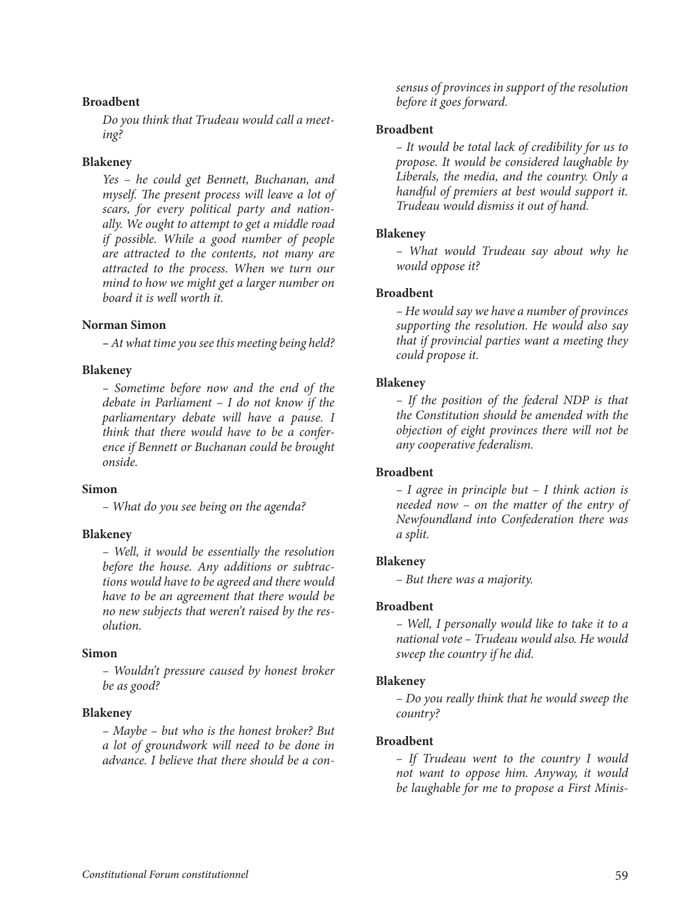**Broadbent**

*Do you think that Trudeau would call a meeting?*

**Blakeney**

*Yes – he could get Bennett, Buchanan, and myself. The present process will leave a lot of scars, for every political party and nationally. We ought to attempt to get a middle road if possible. While a good number of people are attracted to the contents, not many are attracted to the process. When we turn our mind to how we might get a larger number on board it is well worth it.*

**Norman Simon**

*– At what time you see this meeting being held?*

**Blakeney**

*– Sometime before now and the end of the debate in Parliament – I do not know if the parliamentary debate will have a pause. I think that there would have to be a conference if Bennett or Buchanan could be brought onside.*

**Simon**

*– What do you see being on the agenda?*

**Blakeney**

*– Well, it would be essentially the resolution before the house. Any additions or subtractions would have to be agreed and there would have to be an agreement that there would be no new subjects that weren't raised by the resolution.*

**Simon**

*– Wouldn't pressure caused by honest broker be as good?*

**Blakeney**

*– Maybe – but who is the honest broker? But a lot of groundwork will need to be done in advance. I believe that there should be a consensus of provinces in support of the resolution before it goes forward.*

**Broadbent**

*– It would be total lack of credibility for us to propose. It would be considered laughable by Liberals, the media, and the country. Only a handful of premiers at best would support it. Trudeau would dismiss it out of hand.*

**Blakeney**

*– What would Trudeau say about why he would oppose it?*

**Broadbent**

*– He would say we have a number of provinces supporting the resolution. He would also say that if provincial parties want a meeting they could propose it.*

**Blakeney**

*– If the position of the federal NDP is that the Constitution should be amended with the objection of eight provinces there will not be any cooperative federalism.*

**Broadbent**

*– I agree in principle but – I think action is needed now – on the matter of the entry of Newfoundland into Confederation there was a split.*

**Blakeney**

*– But there was a majority.*

**Broadbent**

*– Well, I personally would like to take it to a national vote – Trudeau would also. He would sweep the country if he did.*

**Blakeney**

*– Do you really think that he would sweep the country?*

**Broadbent**

*– If Trudeau went to the country I would not want to oppose him. Anyway, it would be laughable for me to propose a First Minis-*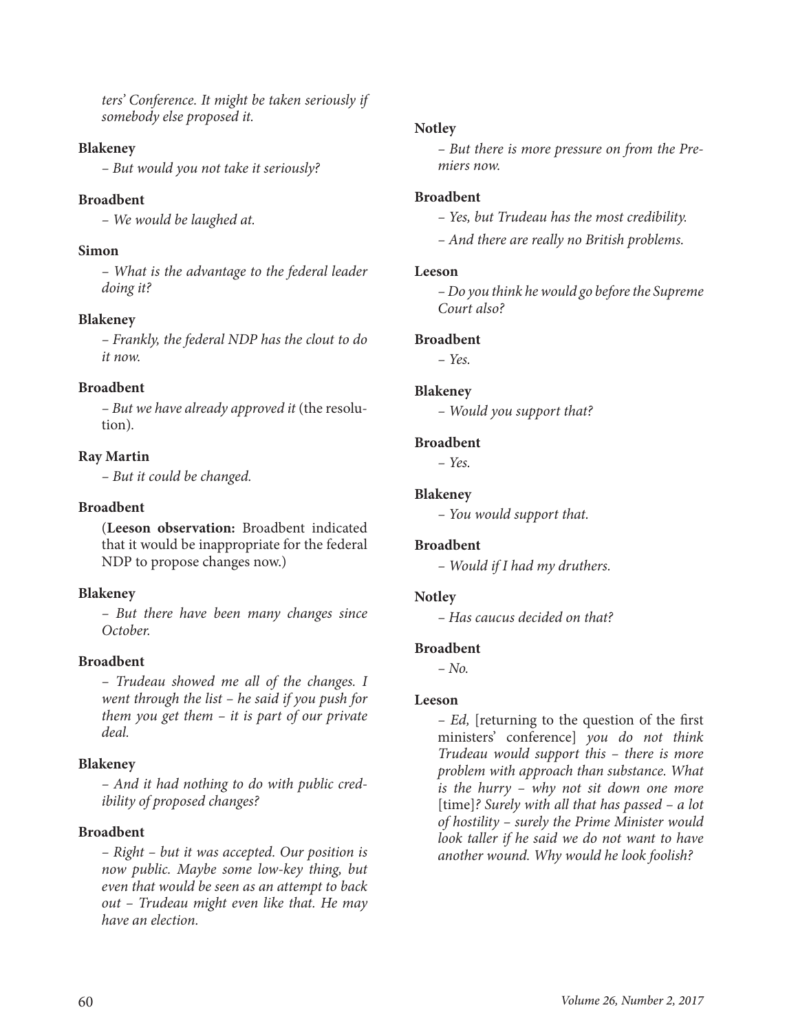*ters' Conference. It might be taken seriously if somebody else proposed it.*

**Blakeney**

*– But would you not take it seriously?*

**Broadbent**

*– We would be laughed at.*

**Simon**

*– What is the advantage to the federal leader doing it?*

**Blakeney**

*– Frankly, the federal NDP has the clout to do it now.*

**Broadbent**

*– But we have already approved it* (the resolution).

**Ray Martin**

*– But it could be changed.*

**Broadbent**

(**Leeson observation:** Broadbent indicated that it would be inappropriate for the federal NDP to propose changes now.)

**Blakeney**

*– But there have been many changes since October.*

**Broadbent**

*– Trudeau showed me all of the changes. I went through the list – he said if you push for them you get them – it is part of our private deal.*

**Blakeney**

*– And it had nothing to do with public credibility of proposed changes?*

**Broadbent**

*– Right – but it was accepted. Our position is now public. Maybe some low-key thing, but even that would be seen as an attempt to back out – Trudeau might even like that. He may have an election.*

**Notley**

*– But there is more pressure on from the Premiers now.*

**Broadbent**

*– Yes, but Trudeau has the most credibility.*

*– And there are really no British problems.*

**Leeson**

*– Do you think he would go before the Supreme Court also?*

**Broadbent**

*– Yes.*

**Blakeney**

*– Would you support that?*

**Broadbent**

*– Yes.*

**Blakeney**

*– You would support that.*

**Broadbent**

*– Would if I had my druthers.*

**Notley**

*– Has caucus decided on that?*

**Broadbent**

*– No.*

**Leeson**

*– Ed,* [returning to the question of the first ministers' conference] *you do not think Trudeau would support this – there is more problem with approach than substance. What is the hurry – why not sit down one more* [time]*? Surely with all that has passed – a lot of hostility – surely the Prime Minister would look taller if he said we do not want to have another wound. Why would he look foolish?*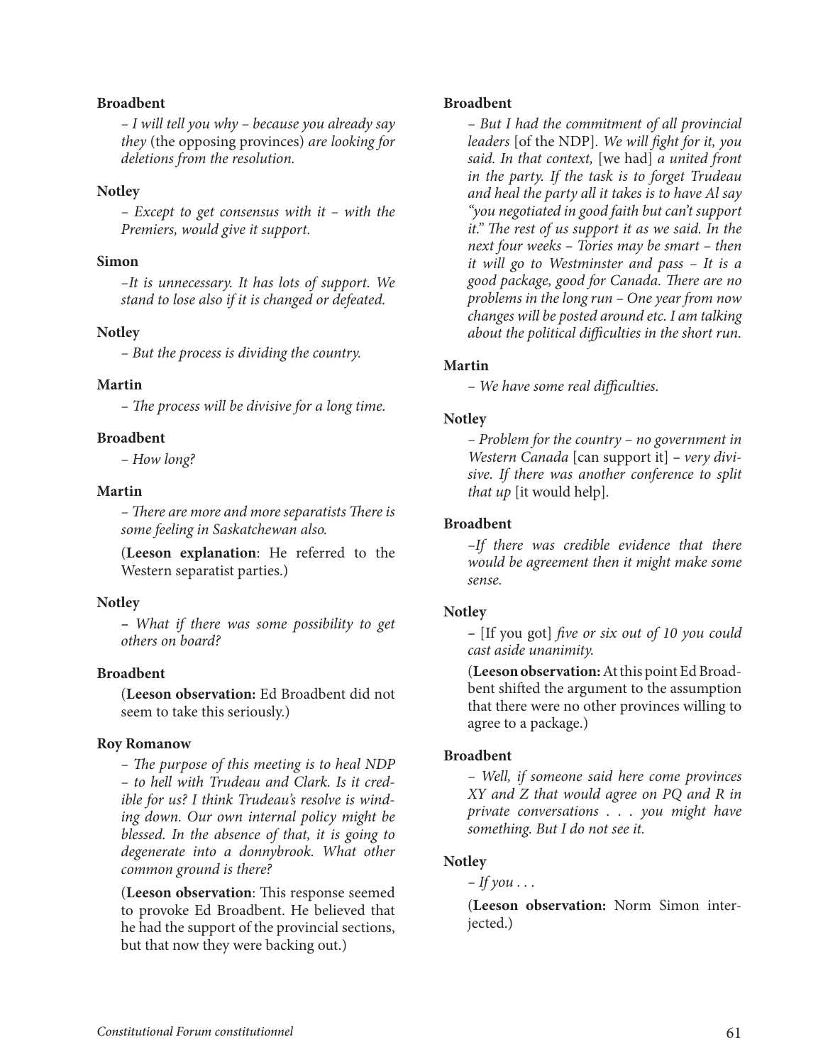**Broadbent**

*– I will tell you why – because you already say they* (the opposing provinces) *are looking for deletions from the resolution.*

**Notley**

*– Except to get consensus with it – with the Premiers, would give it support.*

**Simon**

*–It is unnecessary. It has lots of support. We stand to lose also if it is changed or defeated.*

**Notley**

*– But the process is dividing the country.*

**Martin**

*– The process will be divisive for a long time.*

**Broadbent**

*– How long?*

**Martin**

*– There are more and more separatists There is some feeling in Saskatchewan also.*

(**Leeson explanation**: He referred to the Western separatist parties.)

**Notley**

*– What if there was some possibility to get others on board?*

**Broadbent**

(**Leeson observation:** Ed Broadbent did not seem to take this seriously.)

**Roy Romanow**

*– The purpose of this meeting is to heal NDP – to hell with Trudeau and Clark. Is it credible for us? I think Trudeau's resolve is winding down. Our own internal policy might be blessed. In the absence of that, it is going to degenerate into a donnybrook. What other common ground is there?*

(**Leeson observation**: This response seemed to provoke Ed Broadbent. He believed that he had the support of the provincial sections, but that now they were backing out.)

**Broadbent**

*– But I had the commitment of all provincial leaders* [of the NDP]. *We will fight for it, you said. In that context,* [we had] *a united front in the party. If the task is to forget Trudeau and heal the party all it takes is to have Al say "you negotiated in good faith but can't support it." The rest of us support it as we said. In the next four weeks – Tories may be smart – then it will go to Westminster and pass – It is a good package, good for Canada. There are no problems in the long run – One year from now changes will be posted around etc. I am talking about the political difficulties in the short run.*

**Martin**

*– We have some real difficulties.*

**Notley**

*– Problem for the country – no government in Western Canada* [can support it] *– very divisive. If there was another conference to split that up* [it would help].

**Broadbent**

*–If there was credible evidence that there would be agreement then it might make some sense.*

**Notley**

– [If you got] *five or six out of 10 you could cast aside unanimity.*

(**Leeson observation:** At this point Ed Broadbent shifted the argument to the assumption that there were no other provinces willing to agree to a package.)

**Broadbent**

*– Well, if someone said here come provinces XY and Z that would agree on PQ and R in private conversations . . . you might have something. But I do not see it.*

**Notley**

*– If you . . .*

(**Leeson observation:** Norm Simon interjected.)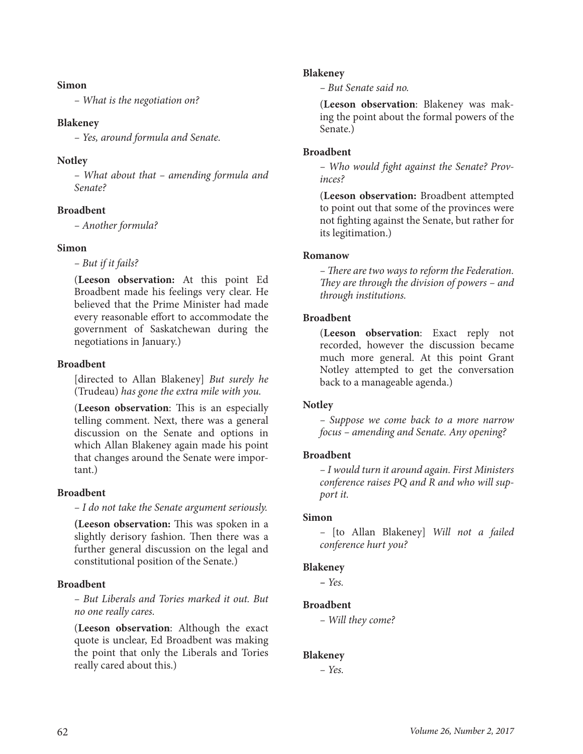**Simon**

– *What is the negotiation on?*

**Blakeney**

– *Yes, around formula and Senate.*

**Notley**

– *What about that – amending formula and Senate?*

**Broadbent**

– *Another formula?*

**Simon**

– *But if it fails?*

(**Leeson observation:** At this point Ed Broadbent made his feelings very clear. He believed that the Prime Minister had made every reasonable effort to accommodate the government of Saskatchewan during the negotiations in January.)

**Broadbent**

[directed to Allan Blakeney] *But surely he* (Trudeau) *has gone the extra mile with you.*

(**Leeson observation**: This is an especially telling comment. Next, there was a general discussion on the Senate and options in which Allan Blakeney again made his point that changes around the Senate were important.)

**Broadbent**

– *I do not take the Senate argument seriously.*

**(Leeson observation:** This was spoken in a slightly derisory fashion. Then there was a further general discussion on the legal and constitutional position of the Senate.)

**Broadbent**

– *But Liberals and Tories marked it out. But no one really cares.*

(**Leeson observation**: Although the exact quote is unclear, Ed Broadbent was making the point that only the Liberals and Tories really cared about this.)

**Blakeney**

– *But Senate said no.*

(**Leeson observation**: Blakeney was making the point about the formal powers of the Senate.)

**Broadbent**

– *Who would fight against the Senate? Provinces?*

(**Leeson observation:** Broadbent attempted to point out that some of the provinces were not fighting against the Senate, but rather for its legitimation.)

**Romanow**

– *There are two ways to reform the Federation. They are through the division of powers – and through institutions.*

**Broadbent**

(**Leeson observation**: Exact reply not recorded, however the discussion became much more general. At this point Grant Notley attempted to get the conversation back to a manageable agenda.)

**Notley**

– *Suppose we come back to a more narrow focus – amending and Senate. Any opening?*

**Broadbent**

– *I would turn it around again. First Ministers conference raises PQ and R and who will support it.*

**Simon**

– [to Allan Blakeney] *Will not a failed conference hurt you?*

**Blakeney**

– *Yes.*

**Broadbent**

– *Will they come?*

**Blakeney**

– *Yes.*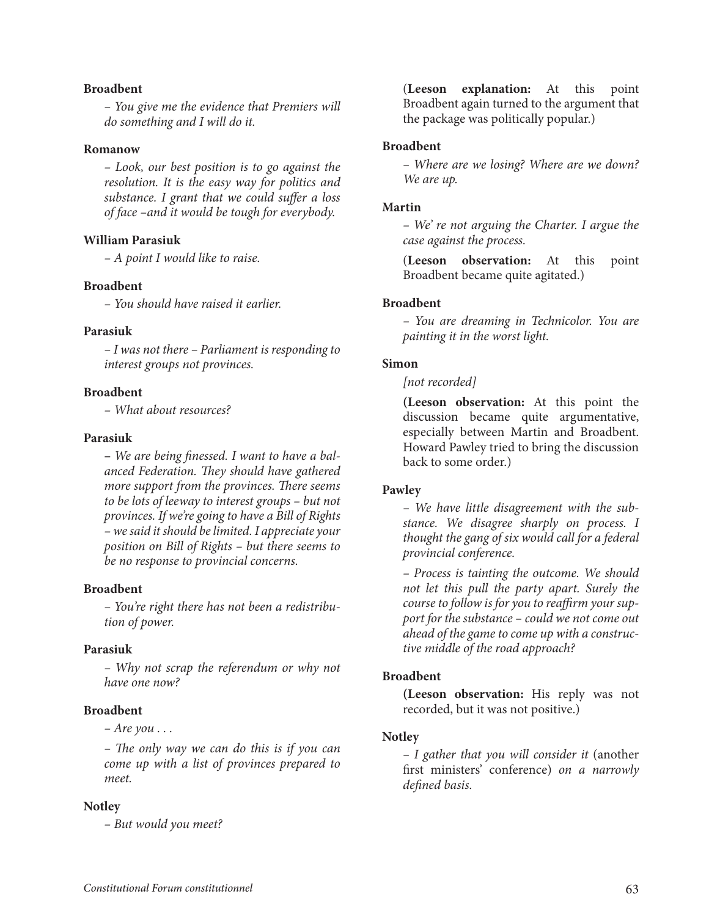**Broadbent**

*– You give me the evidence that Premiers will do something and I will do it.*

**Romanow**

*– Look, our best position is to go against the resolution. It is the easy way for politics and substance. I grant that we could suffer a loss of face –and it would be tough for everybody.*

**William Parasiuk**

*– A point I would like to raise.*

**Broadbent**

*– You should have raised it earlier.*

**Parasiuk**

*– I was not there – Parliament is responding to interest groups not provinces.*

**Broadbent**

*– What about resources?*

**Parasiuk**

**–** *We are being finessed. I want to have a balanced Federation. They should have gathered more support from the provinces. There seems to be lots of leeway to interest groups – but not provinces. If we're going to have a Bill of Rights – we said it should be limited. I appreciate your position on Bill of Rights – but there seems to be no response to provincial concerns.*

**Broadbent**

*– You're right there has not been a redistribution of power.*

**Parasiuk**

*– Why not scrap the referendum or why not have one now?*

**Broadbent**

*– Are you . . .*

*– The only way we can do this is if you can come up with a list of provinces prepared to meet.*

**Notley**

*– But would you meet?*

(**Leeson explanation:** At this point Broadbent again turned to the argument that the package was politically popular.)

**Broadbent**

*– Where are we losing? Where are we down? We are up.*

**Martin**

*– We' re not arguing the Charter. I argue the case against the process.*

(**Leeson observation:** At this point Broadbent became quite agitated.)

**Broadbent**

*– You are dreaming in Technicolor. You are painting it in the worst light.*

**Simon**

*[not recorded]*

**(Leeson observation:** At this point the discussion became quite argumentative, especially between Martin and Broadbent. Howard Pawley tried to bring the discussion back to some order.)

**Pawley**

*– We have little disagreement with the substance. We disagree sharply on process. I thought the gang of six would call for a federal provincial conference.*

*– Process is tainting the outcome. We should not let this pull the party apart. Surely the course to follow is for you to reaffirm your support for the substance – could we not come out ahead of the game to come up with a constructive middle of the road approach?*

**Broadbent**

**(Leeson observation:** His reply was not recorded, but it was not positive.)

**Notley**

*– I gather that you will consider it* (another first ministers' conference) *on a narrowly defined basis.*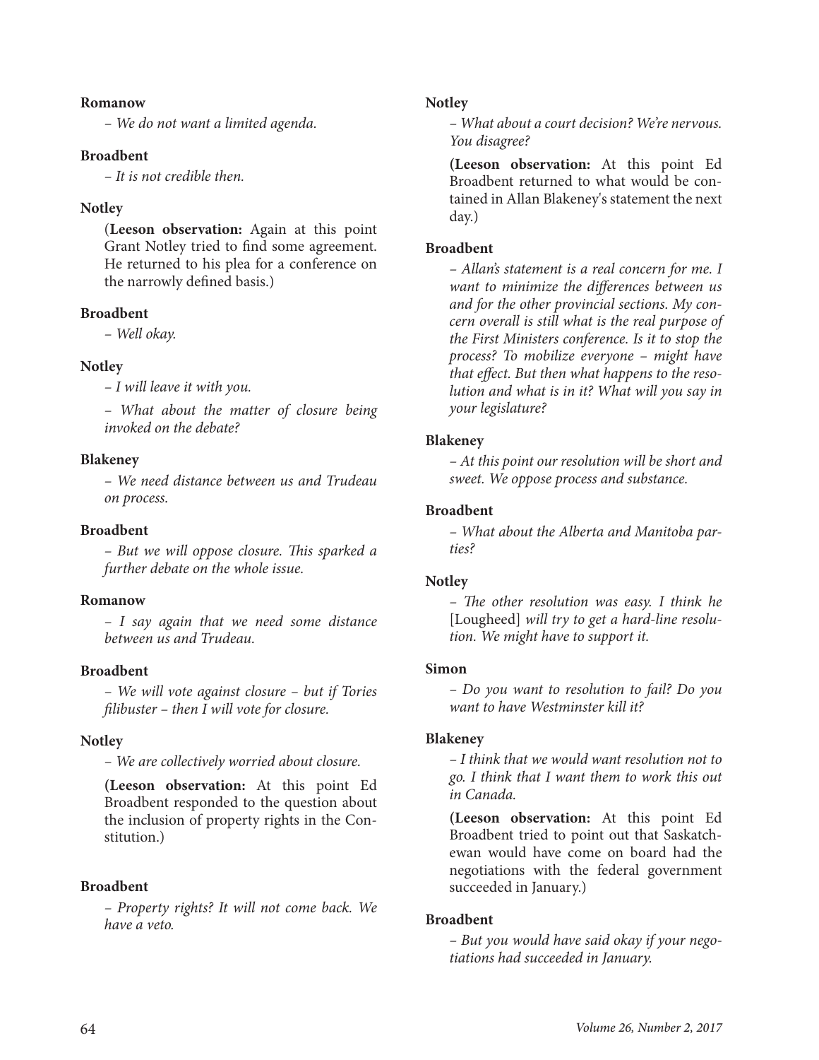**Romanow**

*– We do not want a limited agenda.*

**Broadbent**

*– It is not credible then.*

**Notley**

(**Leeson observation:** Again at this point Grant Notley tried to find some agreement. He returned to his plea for a conference on the narrowly defined basis.)

**Broadbent**

*– Well okay.*

**Notley**

*– I will leave it with you.*

*– What about the matter of closure being invoked on the debate?*

**Blakeney**

*– We need distance between us and Trudeau on process.*

**Broadbent**

*– But we will oppose closure. This sparked a further debate on the whole issue.*

**Romanow**

*– I say again that we need some distance between us and Trudeau.*

**Broadbent**

*– We will vote against closure – but if Tories filibuster – then I will vote for closure.*

**Notley**

*– We are collectively worried about closure.*

**(Leeson observation:** At this point Ed Broadbent responded to the question about the inclusion of property rights in the Constitution.)

**Broadbent**

*– Property rights? It will not come back. We have a veto.*

**Notley**

*– What about a court decision? We're nervous. You disagree?*

**(Leeson observation:** At this point Ed Broadbent returned to what would be contained in Allan Blakeney's statement the next day.)

**Broadbent**

*– Allan's statement is a real concern for me. I want to minimize the differences between us and for the other provincial sections. My concern overall is still what is the real purpose of the First Ministers conference. Is it to stop the process? To mobilize everyone – might have that effect. But then what happens to the resolution and what is in it? What will you say in your legislature?*

**Blakeney**

*– At this point our resolution will be short and sweet. We oppose process and substance.*

**Broadbent**

*– What about the Alberta and Manitoba parties?*

**Notley**

*– The other resolution was easy. I think he* [Lougheed] *will try to get a hard-line resolution. We might have to support it.*

**Simon**

*– Do you want to resolution to fail? Do you want to have Westminster kill it?*

**Blakeney**

*– I think that we would want resolution not to go. I think that I want them to work this out in Canada.*

**(Leeson observation:** At this point Ed Broadbent tried to point out that Saskatchewan would have come on board had the negotiations with the federal government succeeded in January.)

**Broadbent**

*– But you would have said okay if your negotiations had succeeded in January.*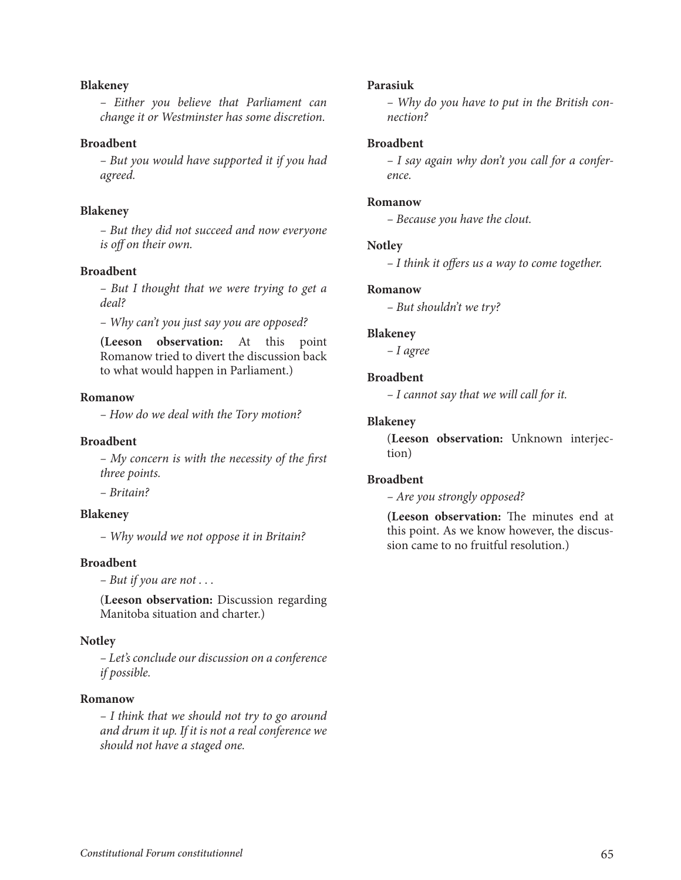**Blakeney**

*– Either you believe that Parliament can change it or Westminster has some discretion.*

**Broadbent**

*– But you would have supported it if you had agreed.*

**Blakeney**

*– But they did not succeed and now everyone is off on their own.*

**Broadbent**

*– But I thought that we were trying to get a deal?*

*– Why can't you just say you are opposed?*

(**Leeson observation:** At this point Romanow tried to divert the discussion back to what would happen in Parliament.)

**Romanow**

*– How do we deal with the Tory motion?*

**Broadbent**

*– My concern is with the necessity of the first three points.*

*– Britain?*

**Blakeney**

*– Why would we not oppose it in Britain?*

**Broadbent**

*– But if you are not . . .*

(**Leeson observation:** Discussion regarding Manitoba situation and charter.)

**Notley**

*– Let's conclude our discussion on a conference if possible.*

**Romanow**

*– I think that we should not try to go around and drum it up. If it is not a real conference we should not have a staged one.*

**Parasiuk**

*– Why do you have to put in the British connection?*

**Broadbent**

*– I say again why don't you call for a conference.*

**Romanow**

*– Because you have the clout.*

**Notley**

*– I think it offers us a way to come together.*

**Romanow**

*– But shouldn't we try?*

**Blakeney**

*– I agree*

**Broadbent**

*– I cannot say that we will call for it.*

**Blakeney**

(**Leeson observation:** Unknown interjection)

**Broadbent**

*– Are you strongly opposed?*

(**Leeson observation:** The minutes end at this point. As we know however, the discussion came to no fruitful resolution.)